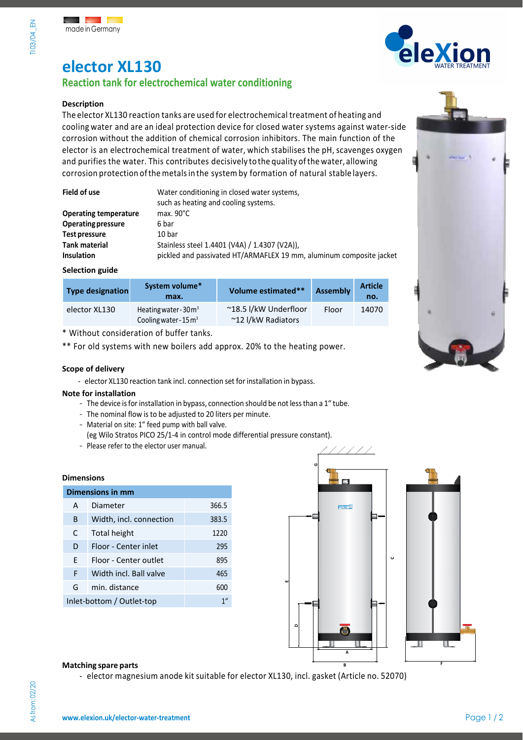made in Germany

# elector XL130

## Reaction tank for electrochemical water conditioning

### Description

The elector XL130 reaction tanks are used for electrochemical treatment of heating and cooling water and are an ideal protection device for closed water systems against water-side corrosion without the addition of chemical corrosion inhibitors. The main function of the elector is an electrochemical treatment of water, which stabilises the pH, scavenges oxygen and purifies the water. This contributes decisively to the quality of the water, allowing corrosion protection of the metals in the system by formation of natural stable layers.

| | |
|---|---|
| **Field of use** | Water conditioning in closed water systems, such as heating and cooling systems. |
| **Operating temperature** | max. 90°C |
| **Operating pressure** | 6 bar |
| **Test pressure** | 10 bar |
| **Tank material** | Stainless steel 1.4401 (V4A) / 1.4307 (V2A)), |
| **Insulation** | pickled and passivated HT/ARMAFLEX 19 mm, aluminum composite jacket |

### Selection guide

| Type designation | System volume* max. | Volume estimated** | Assembly | Article no. |
|---|---|---|---|---|
| elector XL130 | Heating water - 30 m³<br>Cooling water - 15 m³ | ~18.5 l/kW Underfloor<br>~12 l/kW Radiators | Floor | 14070 |

\* Without consideration of buffer tanks.

\*\* For old systems with new boilers add approx. 20% to the heating power.

### Scope of delivery

- elector XL130 reaction tank incl. connection set for installation in bypass.

### Note for installation

- The device is for installation in bypass, connection should be not less than a 1" tube.
- The nominal flow is to be adjusted to 20 liters per minute.
- Material on site: 1" feed pump with ball valve. (eg Wilo Stratos PICO 25/1-4 in control mode differential pressure constant).
- Please refer to the elector user manual.

### Dimensions

| | Dimensions in mm | |
|---|---|---|
| A | Diameter | 366.5 |
| B | Width, incl. connection | 383.5 |
| C | Total height | 1220 |
| D | Floor - Center inlet | 295 |
| E | Floor - Center outlet | 895 |
| F | Width incl. Ball valve | 465 |
| G | min. distance | 600 |
| Inlet-bottom / Outlet-top | | 1" |

### Matching spare parts

- elector magnesium anode kit suitable for elector XL130, incl. gasket (Article no. 52070)

www.elexion.uk/elector-water-treatment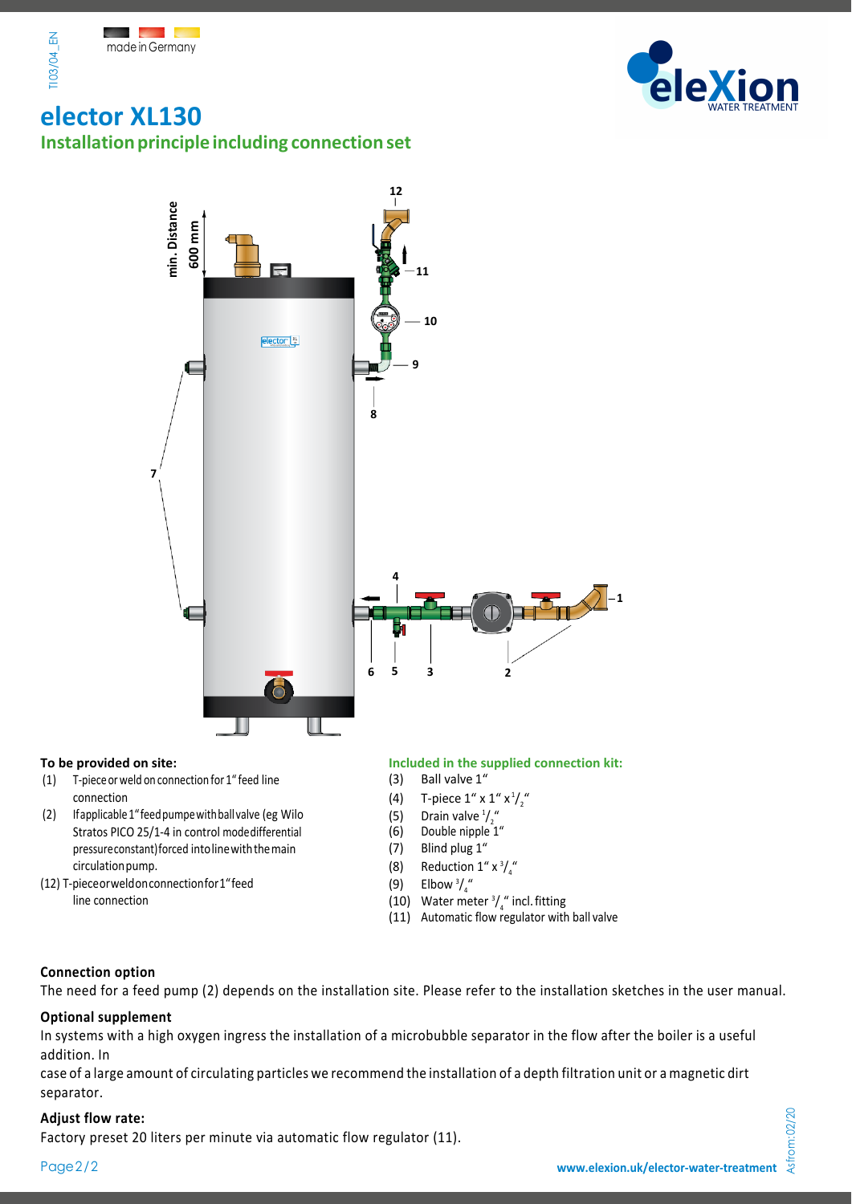# elector XL130

## Installation principle including connection set

min. Distance 600 mm

12
11
10
9
8
7
4
1
6 5 3 2

**To be provided on site:**

(1) T-piece or weld on connection for 1" feed line connection

(2) If applicable 1" feed pump with ball valve (eg Wilo Stratos PICO 25/1-4 in control mode differential pressure constant) forced into line with the main circulation pump.

(12) T-piece or weld on connection for 1" feed line connection

**Included in the supplied connection kit:**

(3) Ball valve 1"

(4) T-piece 1" x 1" x $^1/_2$"

(5) Drain valve $^1/_2$"

(6) Double nipple 1"

(7) Blind plug 1"

(8) Reduction 1" x $^3/_4$"

(9) Elbow $^3/_4$"

(10) Water meter $^3/_4$" incl. fitting

(11) Automatic flow regulator with ball valve

### Connection option

The need for a feed pump (2) depends on the installation site. Please refer to the installation sketches in the user manual.

### Optional supplement

In systems with a high oxygen ingress the installation of a microbubble separator in the flow after the boiler is a useful addition. In
case of a large amount of circulating particles we recommend the installation of a depth filtration unit or a magnetic dirt separator.

### Adjust flow rate:

Factory preset 20 liters per minute via automatic flow regulator (11).

www.elexion.uk/elector-water-treatment